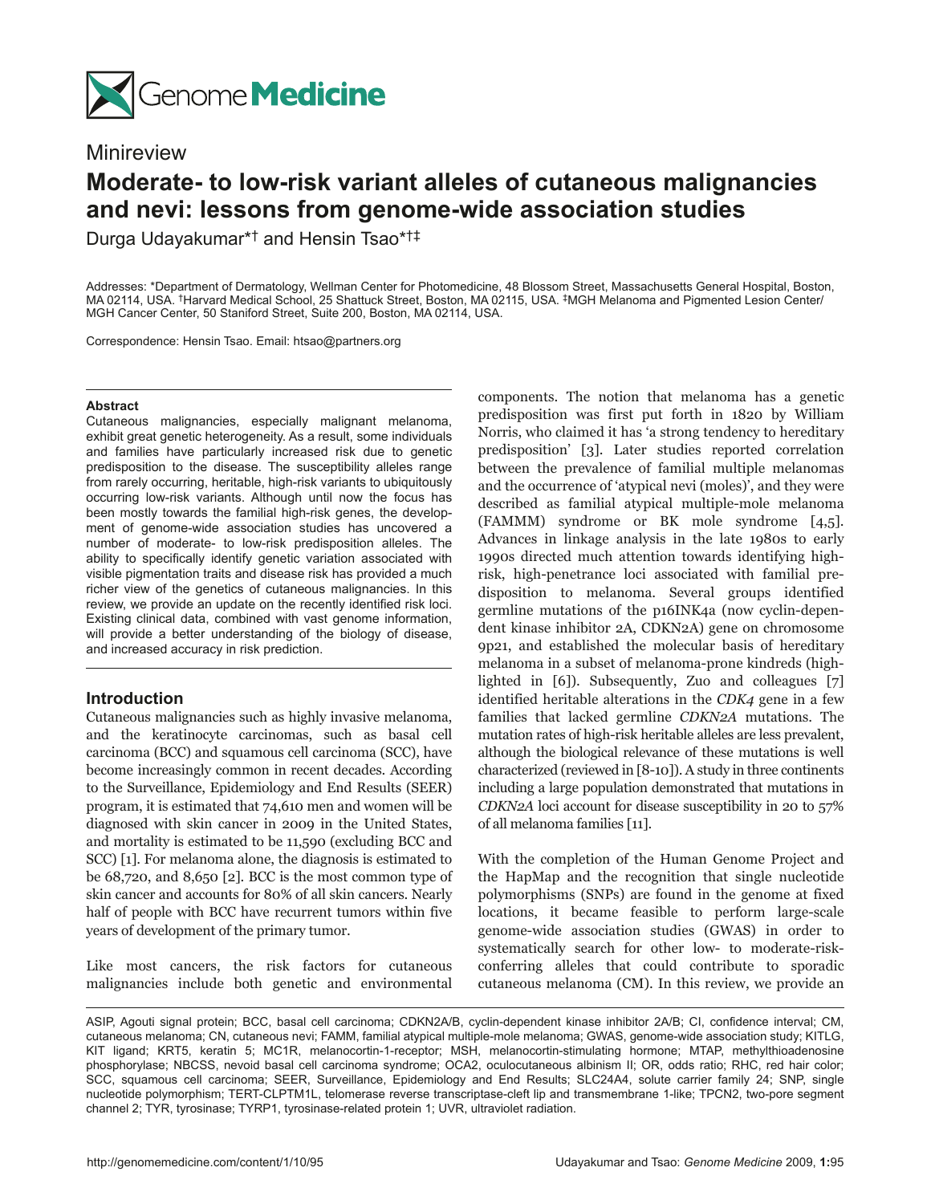Minireview

# Moderate- to low-risk variant alleles of cutaneous malignancies and nevi: lessons from genome-wide association studies

Durga Udayakumar*† and Hensin Tsao*†‡

Addresses: *Department of Dermatology, Wellman Center for Photomedicine, 48 Blossom Street, Massachusetts General Hospital, Boston, MA 02114, USA. †Harvard Medical School, 25 Shattuck Street, Boston, MA 02115, USA. ‡MGH Melanoma and Pigmented Lesion Center/MGH Cancer Center, 50 Staniford Street, Suite 200, Boston, MA 02114, USA.

Correspondence: Hensin Tsao. Email: htsao@partners.org

### Abstract

Cutaneous malignancies, especially malignant melanoma, exhibit great genetic heterogeneity. As a result, some individuals and families have particularly increased risk due to genetic predisposition to the disease. The susceptibility alleles range from rarely occurring, heritable, high-risk variants to ubiquitously occurring low-risk variants. Although until now the focus has been mostly towards the familial high-risk genes, the development of genome-wide association studies has uncovered a number of moderate- to low-risk predisposition alleles. The ability to specifically identify genetic variation associated with visible pigmentation traits and disease risk has provided a much richer view of the genetics of cutaneous malignancies. In this review, we provide an update on the recently identified risk loci. Existing clinical data, combined with vast genome information, will provide a better understanding of the biology of disease, and increased accuracy in risk prediction.

## Introduction

Cutaneous malignancies such as highly invasive melanoma, and the keratinocyte carcinomas, such as basal cell carcinoma (BCC) and squamous cell carcinoma (SCC), have become increasingly common in recent decades. According to the Surveillance, Epidemiology and End Results (SEER) program, it is estimated that 74,610 men and women will be diagnosed with skin cancer in 2009 in the United States, and mortality is estimated to be 11,590 (excluding BCC and SCC) [1]. For melanoma alone, the diagnosis is estimated to be 68,720, and 8,650 [2]. BCC is the most common type of skin cancer and accounts for 80% of all skin cancers. Nearly half of people with BCC have recurrent tumors within five years of development of the primary tumor.

Like most cancers, the risk factors for cutaneous malignancies include both genetic and environmental components. The notion that melanoma has a genetic predisposition was first put forth in 1820 by William Norris, who claimed it has 'a strong tendency to hereditary predisposition' [3]. Later studies reported correlation between the prevalence of familial multiple melanomas and the occurrence of 'atypical nevi (moles)', and they were described as familial atypical multiple-mole melanoma (FAMMM) syndrome or BK mole syndrome [4,5]. Advances in linkage analysis in the late 1980s to early 1990s directed much attention towards identifying high-risk, high-penetrance loci associated with familial predisposition to melanoma. Several groups identified germline mutations of the p16INK4a (now cyclin-dependent kinase inhibitor 2A, CDKN2A) gene on chromosome 9p21, and established the molecular basis of hereditary melanoma in a subset of melanoma-prone kindreds (highlighted in [6]). Subsequently, Zuo and colleagues [7] identified heritable alterations in the *CDK4* gene in a few families that lacked germline *CDKN2A* mutations. The mutation rates of high-risk heritable alleles are less prevalent, although the biological relevance of these mutations is well characterized (reviewed in [8-10]). A study in three continents including a large population demonstrated that mutations in *CDKN2A* loci account for disease susceptibility in 20 to 57% of all melanoma families [11].

With the completion of the Human Genome Project and the HapMap and the recognition that single nucleotide polymorphisms (SNPs) are found in the genome at fixed locations, it became feasible to perform large-scale genome-wide association studies (GWAS) in order to systematically search for other low- to moderate-risk-conferring alleles that could contribute to sporadic cutaneous melanoma (CM). In this review, we provide an

ASIP, Agouti signal protein; BCC, basal cell carcinoma; CDKN2A/B, cyclin-dependent kinase inhibitor 2A/B; CI, confidence interval; CM, cutaneous melanoma; CN, cutaneous nevi; FAMM, familial atypical multiple-mole melanoma; GWAS, genome-wide association study; KITLG, KIT ligand; KRT5, keratin 5; MC1R, melanocortin-1-receptor; MSH, melanocortin-stimulating hormone; MTAP, methylthioadenosine phosphorylase; NBCSS, nevoid basal cell carcinoma syndrome; OCA2, oculocutaneous albinism II; OR, odds ratio; RHC, red hair color; SCC, squamous cell carcinoma; SEER, Surveillance, Epidemiology and End Results; SLC24A4, solute carrier family 24; SNP, single nucleotide polymorphism; TERT-CLPTM1L, telomerase reverse transcriptase-cleft lip and transmembrane 1-like; TPCN2, two-pore segment channel 2; TYR, tyrosinase; TYRP1, tyrosinase-related protein 1; UVR, ultraviolet radiation.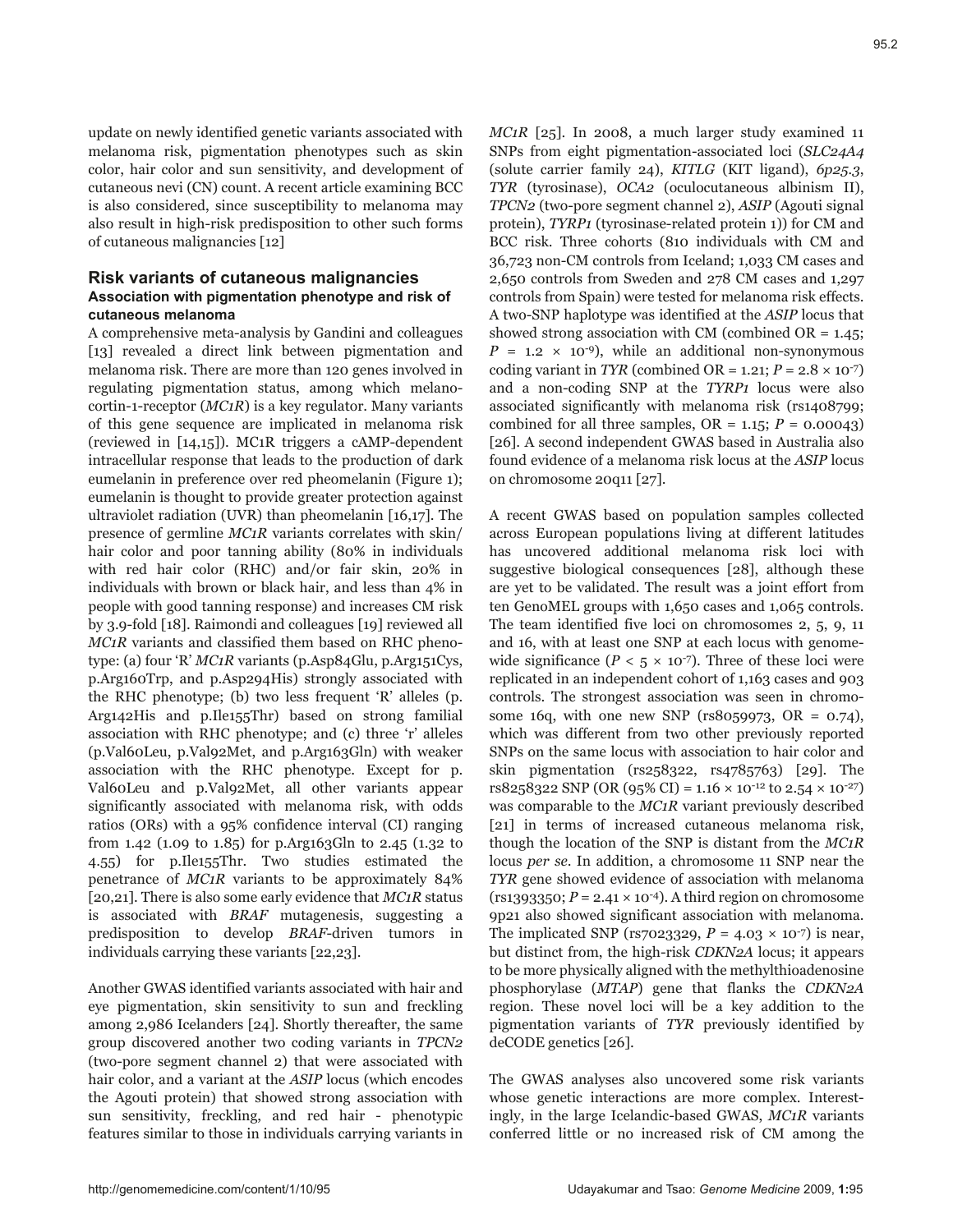update on newly identified genetic variants associated with melanoma risk, pigmentation phenotypes such as skin color, hair color and sun sensitivity, and development of cutaneous nevi (CN) count. A recent article examining BCC is also considered, since susceptibility to melanoma may also result in high-risk predisposition to other such forms of cutaneous malignancies [12]

## Risk variants of cutaneous malignancies

### Association with pigmentation phenotype and risk of cutaneous melanoma

A comprehensive meta-analysis by Gandini and colleagues [13] revealed a direct link between pigmentation and melanoma risk. There are more than 120 genes involved in regulating pigmentation status, among which melanocortin-1-receptor (*MC1R*) is a key regulator. Many variants of this gene sequence are implicated in melanoma risk (reviewed in [14,15]). MC1R triggers a cAMP-dependent intracellular response that leads to the production of dark eumelanin in preference over red pheomelanin (Figure 1); eumelanin is thought to provide greater protection against ultraviolet radiation (UVR) than pheomelanin [16,17]. The presence of germline *MC1R* variants correlates with skin/hair color and poor tanning ability (80% in individuals with red hair color (RHC) and/or fair skin, 20% in individuals with brown or black hair, and less than 4% in people with good tanning response) and increases CM risk by 3.9-fold [18]. Raimondi and colleagues [19] reviewed all *MC1R* variants and classified them based on RHC phenotype: (a) four 'R' *MC1R* variants (p.Asp84Glu, p.Arg151Cys, p.Arg160Trp, and p.Asp294His) strongly associated with the RHC phenotype; (b) two less frequent 'R' alleles (p.Arg142His and p.Ile155Thr) based on strong familial association with RHC phenotype; and (c) three 'r' alleles (p.Val60Leu, p.Val92Met, and p.Arg163Gln) with weaker association with the RHC phenotype. Except for p.Val60Leu and p.Val92Met, all other variants appear significantly associated with melanoma risk, with odds ratios (ORs) with a 95% confidence interval (CI) ranging from 1.42 (1.09 to 1.85) for p.Arg163Gln to 2.45 (1.32 to 4.55) for p.Ile155Thr. Two studies estimated the penetrance of *MC1R* variants to be approximately 84% [20,21]. There is also some early evidence that *MC1R* status is associated with *BRAF* mutagenesis, suggesting a predisposition to develop *BRAF*-driven tumors in individuals carrying these variants [22,23].

Another GWAS identified variants associated with hair and eye pigmentation, skin sensitivity to sun and freckling among 2,986 Icelanders [24]. Shortly thereafter, the same group discovered another two coding variants in *TPCN2* (two-pore segment channel 2) that were associated with hair color, and a variant at the *ASIP* locus (which encodes the Agouti protein) that showed strong association with sun sensitivity, freckling, and red hair - phenotypic features similar to those in individuals carrying variants in *MC1R* [25]. In 2008, a much larger study examined 11 SNPs from eight pigmentation-associated loci (*SLC24A4* (solute carrier family 24), *KITLG* (KIT ligand), *6p25.3*, *TYR* (tyrosinase), *OCA2* (oculocutaneous albinism II), *TPCN2* (two-pore segment channel 2), *ASIP* (Agouti signal protein), *TYRP1* (tyrosinase-related protein 1)) for CM and BCC risk. Three cohorts (810 individuals with CM and 36,723 non-CM controls from Iceland; 1,033 CM cases and 2,650 controls from Sweden and 278 CM cases and 1,297 controls from Spain) were tested for melanoma risk effects. A two-SNP haplotype was identified at the *ASIP* locus that showed strong association with CM (combined OR = 1.45; $P = 1.2 \times 10^{-9}$), while an additional non-synonymous coding variant in *TYR* (combined OR = 1.21; $P = 2.8 \times 10^{-7}$) and a non-coding SNP at the *TYRP1* locus were also associated significantly with melanoma risk (rs1408799; combined for all three samples, OR = 1.15; $P = 0.00043$) [26]. A second independent GWAS based in Australia also found evidence of a melanoma risk locus at the *ASIP* locus on chromosome 20q11 [27].

A recent GWAS based on population samples collected across European populations living at different latitudes has uncovered additional melanoma risk loci with suggestive biological consequences [28], although these are yet to be validated. The result was a joint effort from ten GenoMEL groups with 1,650 cases and 1,065 controls. The team identified five loci on chromosomes 2, 5, 9, 11 and 16, with at least one SNP at each locus with genome-wide significance ($P < 5 \times 10^{-7}$). Three of these loci were replicated in an independent cohort of 1,163 cases and 903 controls. The strongest association was seen in chromosome 16q, with one new SNP (rs8059973, OR = 0.74), which was different from two other previously reported SNPs on the same locus with association to hair color and skin pigmentation (rs258322, rs4785763) [29]. The rs8258322 SNP (OR (95% CI) = $1.16 \times 10^{-12}$ to $2.54 \times 10^{-27}$) was comparable to the *MC1R* variant previously described [21] in terms of increased cutaneous melanoma risk, though the location of the SNP is distant from the *MC1R* locus *per se*. In addition, a chromosome 11 SNP near the *TYR* gene showed evidence of association with melanoma (rs1393350; $P = 2.41 \times 10^{-4}$). A third region on chromosome 9p21 also showed significant association with melanoma. The implicated SNP (rs7023329, $P = 4.03 \times 10^{-7}$) is near, but distinct from, the high-risk *CDKN2A* locus; it appears to be more physically aligned with the methylthioadenosine phosphorylase (*MTAP*) gene that flanks the *CDKN2A* region. These novel loci will be a key addition to the pigmentation variants of *TYR* previously identified by deCODE genetics [26].

The GWAS analyses also uncovered some risk variants whose genetic interactions are more complex. Interestingly, in the large Icelandic-based GWAS, *MC1R* variants conferred little or no increased risk of CM among the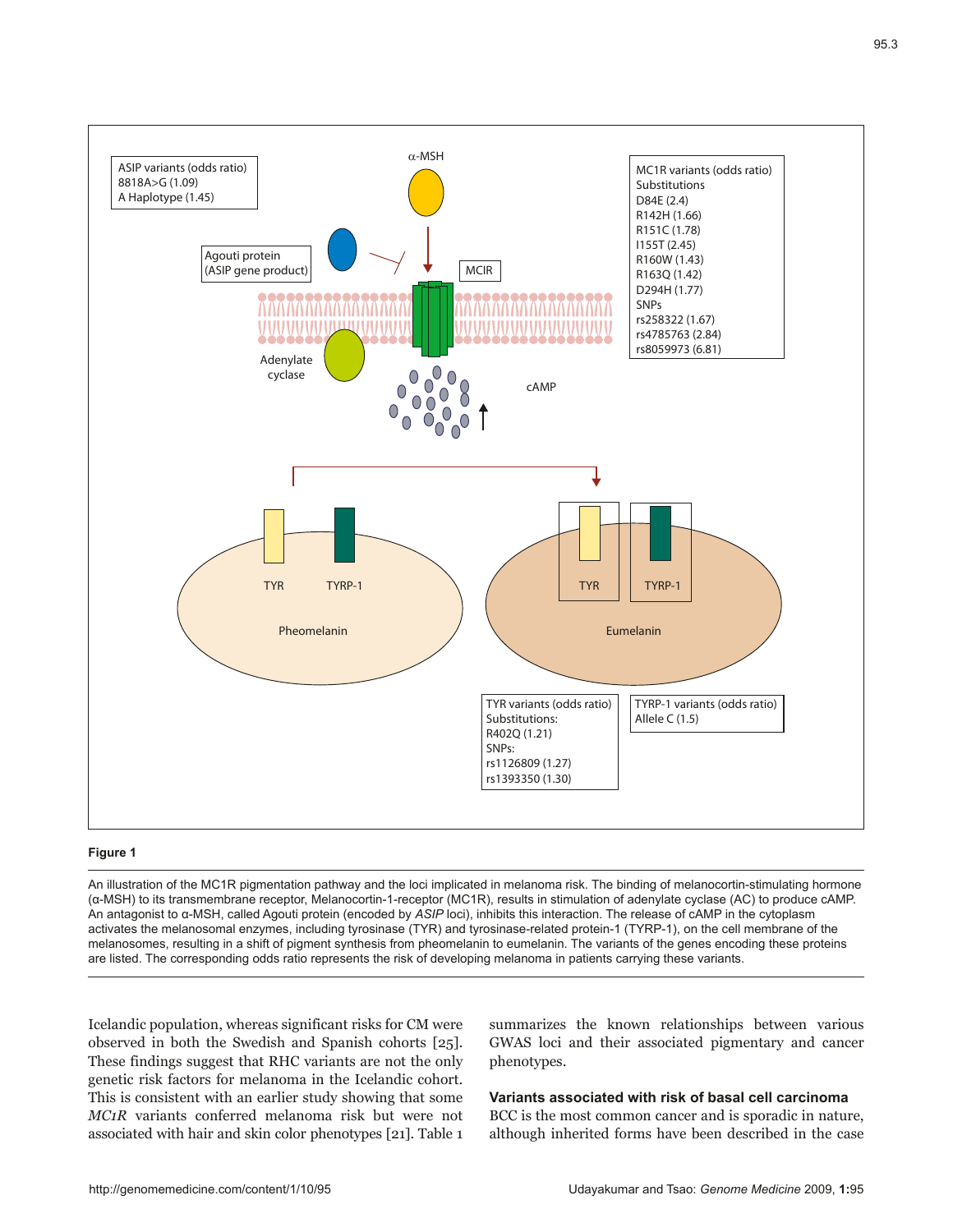**Figure 1**

An illustration of the MC1R pigmentation pathway and the loci implicated in melanoma risk. The binding of melanocortin-stimulating hormone (α-MSH) to its transmembrane receptor, Melanocortin-1-receptor (MC1R), results in stimulation of adenylate cyclase (AC) to produce cAMP. An antagonist to α-MSH, called Agouti protein (encoded by *ASIP* loci), inhibits this interaction. The release of cAMP in the cytoplasm activates the melanosomal enzymes, including tyrosinase (TYR) and tyrosinase-related protein-1 (TYRP-1), on the cell membrane of the melanosomes, resulting in a shift of pigment synthesis from pheomelanin to eumelanin. The variants of the genes encoding these proteins are listed. The corresponding odds ratio represents the risk of developing melanoma in patients carrying these variants.

Icelandic population, whereas significant risks for CM were observed in both the Swedish and Spanish cohorts [25]. These findings suggest that RHC variants are not the only genetic risk factors for melanoma in the Icelandic cohort. This is consistent with an earlier study showing that some *MC1R* variants conferred melanoma risk but were not associated with hair and skin color phenotypes [21]. Table 1 summarizes the known relationships between various GWAS loci and their associated pigmentary and cancer phenotypes.

### Variants associated with risk of basal cell carcinoma

BCC is the most common cancer and is sporadic in nature, although inherited forms have been described in the case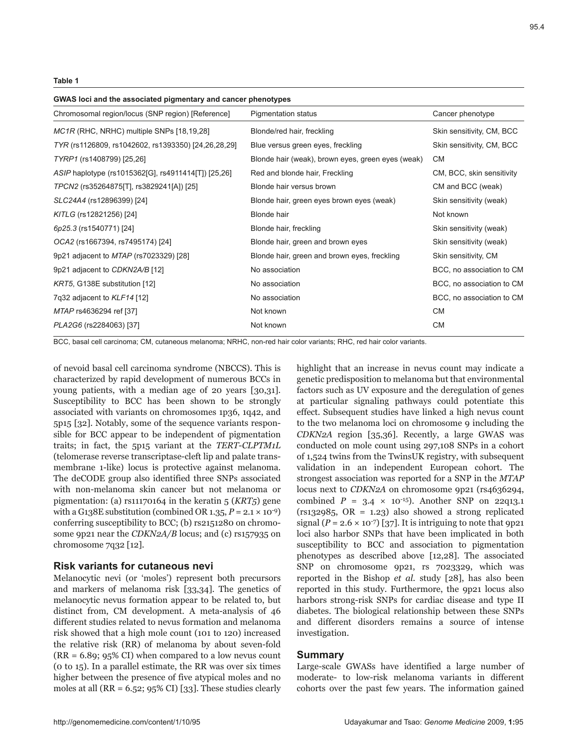**Table 1**

**GWAS loci and the associated pigmentary and cancer phenotypes**

| Chromosomal region/locus (SNP region) [Reference] | Pigmentation status | Cancer phenotype |
|---|---|---|
| *MC1R* (RHC, NRHC) multiple SNPs [18,19,28] | Blonde/red hair, freckling | Skin sensitivity, CM, BCC |
| *TYR* (rs1126809, rs1042602, rs1393350) [24,26,28,29] | Blue versus green eyes, freckling | Skin sensitivity, CM, BCC |
| *TYRP1* (rs1408799) [25,26] | Blonde hair (weak), brown eyes, green eyes (weak) | CM |
| *ASIP* haplotype (rs1015362[G], rs4911414[T]) [25,26] | Red and blonde hair, Freckling | CM, BCC, skin sensitivity |
| *TPCN2* (rs35264875[T], rs3829241[A]) [25] | Blonde hair versus brown | CM and BCC (weak) |
| *SLC24A4* (rs12896399) [24] | Blonde hair, green eyes brown eyes (weak) | Skin sensitivity (weak) |
| *KITLG* (rs12821256) [24] | Blonde hair | Not known |
| *6p25.3* (rs1540771) [24] | Blonde hair, freckling | Skin sensitivity (weak) |
| *OCA2* (rs1667394, rs7495174) [24] | Blonde hair, green and brown eyes | Skin sensitivity (weak) |
| 9p21 adjacent to *MTAP* (rs7023329) [28] | Blonde hair, green and brown eyes, freckling | Skin sensitivity, CM |
| 9p21 adjacent to *CDKN2A/B* [12] | No association | BCC, no association to CM |
| *KRT5*, G138E substitution [12] | No association | BCC, no association to CM |
| 7q32 adjacent to *KLF14* [12] | No association | BCC, no association to CM |
| *MTAP* rs4636294 ref [37] | Not known | CM |
| *PLA2G6* (rs2284063) [37] | Not known | CM |

BCC, basal cell carcinoma; CM, cutaneous melanoma; NRHC, non-red hair color variants; RHC, red hair color variants.

of nevoid basal cell carcinoma syndrome (NBCCS). This is characterized by rapid development of numerous BCCs in young patients, with a median age of 20 years [30,31]. Susceptibility to BCC has been shown to be strongly associated with variants on chromosomes 1p36, 1q42, and 5p15 [32]. Notably, some of the sequence variants responsible for BCC appear to be independent of pigmentation traits; in fact, the 5p15 variant at the *TERT-CLPTM1L* (telomerase reverse transcriptase-cleft lip and palate transmembrane 1-like) locus is protective against melanoma. The deCODE group also identified three SNPs associated with non-melanoma skin cancer but not melanoma or pigmentation: (a) rs11170164 in the keratin 5 (*KRT5*) gene with a G138E substitution (combined OR 1.35, $P = 2.1 \times 10^{-9}$) conferring susceptibility to BCC; (b) rs2151280 on chromosome 9p21 near the *CDKN2A/B* locus; and (c) rs157935 on chromosome 7q32 [12].

## Risk variants for cutaneous nevi

Melanocytic nevi (or 'moles') represent both precursors and markers of melanoma risk [33,34]. The genetics of melanocytic nevus formation appear to be related to, but distinct from, CM development. A meta-analysis of 46 different studies related to nevus formation and melanoma risk showed that a high mole count (101 to 120) increased the relative risk (RR) of melanoma by about seven-fold (RR = 6.89; 95% CI) when compared to a low nevus count (0 to 15). In a parallel estimate, the RR was over six times higher between the presence of five atypical moles and no moles at all (RR = 6.52; 95% CI) [33]. These studies clearly highlight that an increase in nevus count may indicate a genetic predisposition to melanoma but that environmental factors such as UV exposure and the deregulation of genes at particular signaling pathways could potentiate this effect. Subsequent studies have linked a high nevus count to the two melanoma loci on chromosome 9 including the *CDKN2A* region [35,36]. Recently, a large GWAS was conducted on mole count using 297,108 SNPs in a cohort of 1,524 twins from the TwinsUK registry, with subsequent validation in an independent European cohort. The strongest association was reported for a SNP in the *MTAP* locus next to *CDKN2A* on chromosome 9p21 (rs4636294, combined $P = 3.4 \times 10^{-15}$). Another SNP on 22q13.1 (rs132985, OR = 1.23) also showed a strong replicated signal ($P = 2.6 \times 10^{-7}$) [37]. It is intriguing to note that 9p21 loci also harbor SNPs that have been implicated in both susceptibility to BCC and association to pigmentation phenotypes as described above [12,28]. The associated SNP on chromosome 9p21, rs 7023329, which was reported in the Bishop *et al.* study [28], has also been reported in this study. Furthermore, the 9p21 locus also harbors strong-risk SNPs for cardiac disease and type II diabetes. The biological relationship between these SNPs and different disorders remains a source of intense investigation.

## Summary

Large-scale GWASs have identified a large number of moderate- to low-risk melanoma variants in different cohorts over the past few years. The information gained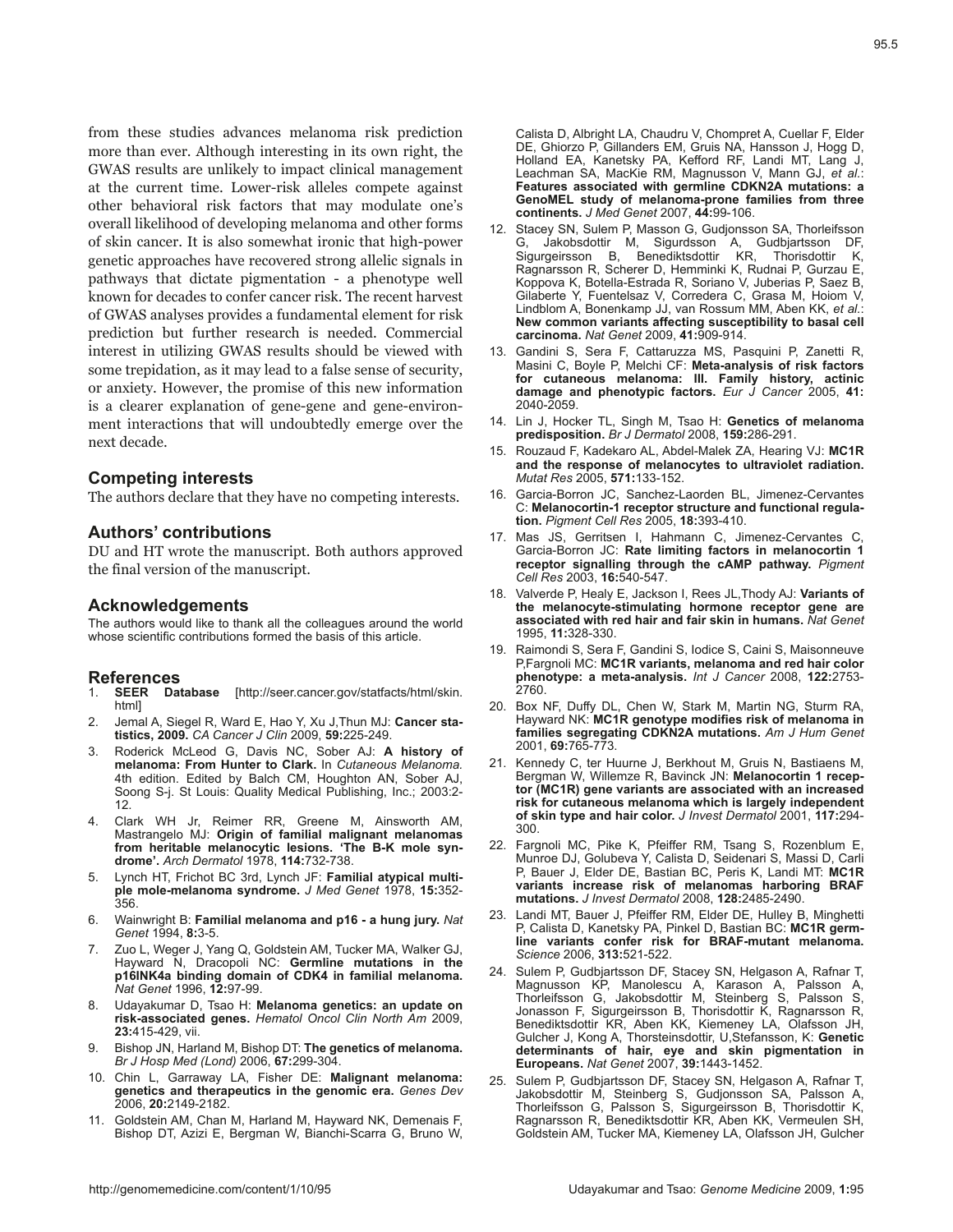from these studies advances melanoma risk prediction more than ever. Although interesting in its own right, the GWAS results are unlikely to impact clinical management at the current time. Lower-risk alleles compete against other behavioral risk factors that may modulate one's overall likelihood of developing melanoma and other forms of skin cancer. It is also somewhat ironic that high-power genetic approaches have recovered strong allelic signals in pathways that dictate pigmentation - a phenotype well known for decades to confer cancer risk. The recent harvest of GWAS analyses provides a fundamental element for risk prediction but further research is needed. Commercial interest in utilizing GWAS results should be viewed with some trepidation, as it may lead to a false sense of security, or anxiety. However, the promise of this new information is a clearer explanation of gene-gene and gene-environment interactions that will undoubtedly emerge over the next decade.

## Competing interests

The authors declare that they have no competing interests.

## Authors' contributions

DU and HT wrote the manuscript. Both authors approved the final version of the manuscript.

## Acknowledgements

The authors would like to thank all the colleagues around the world whose scientific contributions formed the basis of this article.

## References

1. **SEER Database** [http://seer.cancer.gov/statfacts/html/skin.html]
2. Jemal A, Siegel R, Ward E, Hao Y, Xu J,Thun MJ: **Cancer statistics, 2009.** *CA Cancer J Clin* 2009, **59:**225-249.
3. Roderick McLeod G, Davis NC, Sober AJ: **A history of melanoma: From Hunter to Clark.** In *Cutaneous Melanoma.* 4th edition. Edited by Balch CM, Houghton AN, Sober AJ, Soong S-j. St Louis: Quality Medical Publishing, Inc.; 2003:2-12.
4. Clark WH Jr, Reimer RR, Greene M, Ainsworth AM, Mastrangelo MJ: **Origin of familial malignant melanomas from heritable melanocytic lesions. 'The B-K mole syndrome'.** *Arch Dermatol* 1978, **114:**732-738.
5. Lynch HT, Frichot BC 3rd, Lynch JF: **Familial atypical multiple mole-melanoma syndrome.** *J Med Genet* 1978, **15:**352-356.
6. Wainwright B: **Familial melanoma and p16 - a hung jury.** *Nat Genet* 1994, **8:**3-5.
7. Zuo L, Weger J, Yang Q, Goldstein AM, Tucker MA, Walker GJ, Hayward N, Dracopoli NC: **Germline mutations in the p16INK4a binding domain of CDK4 in familial melanoma.** *Nat Genet* 1996, **12:**97-99.
8. Udayakumar D, Tsao H: **Melanoma genetics: an update on risk-associated genes.** *Hematol Oncol Clin North Am* 2009, **23:**415-429, vii.
9. Bishop JN, Harland M, Bishop DT: **The genetics of melanoma.** *Br J Hosp Med (Lond)* 2006, **67:**299-304.
10. Chin L, Garraway LA, Fisher DE: **Malignant melanoma: genetics and therapeutics in the genomic era.** *Genes Dev* 2006, **20:**2149-2182.
11. Goldstein AM, Chan M, Harland M, Hayward NK, Demenais F, Bishop DT, Azizi E, Bergman W, Bianchi-Scarra G, Bruno W, Calista D, Albright LA, Chaudru V, Chompret A, Cuellar F, Elder DE, Ghiorzo P, Gillanders EM, Gruis NA, Hansson J, Hogg D, Holland EA, Kanetsky PA, Kefford RF, Landi MT, Lang J, Leachman SA, MacKie RM, Magnusson V, Mann GJ, *et al.*: **Features associated with germline CDKN2A mutations: a GenoMEL study of melanoma-prone families from three continents.** *J Med Genet* 2007, **44:**99-106.
12. Stacey SN, Sulem P, Masson G, Gudjonsson SA, Thorleifsson G, Jakobsdottir M, Sigurdsson A, Gudbjartsson DF, Sigurgeirsson B, Benediktsdottir KR, Thorisdottir K, Ragnarsson R, Scherer D, Hemminki K, Rudnai P, Gurzau E, Koppova K, Botella-Estrada R, Soriano V, Juberias P, Saez B, Gilaberte Y, Fuentelsaz V, Corredera C, Grasa M, Hoiom V, Lindblom A, Bonenkamp JJ, van Rossum MM, Aben KK, *et al.*: **New common variants affecting susceptibility to basal cell carcinoma.** *Nat Genet* 2009, **41:**909-914.
13. Gandini S, Sera F, Cattaruzza MS, Pasquini P, Zanetti R, Masini C, Boyle P, Melchi CF: **Meta-analysis of risk factors for cutaneous melanoma: III. Family history, actinic damage and phenotypic factors.** *Eur J Cancer* 2005, **41:**2040-2059.
14. Lin J, Hocker TL, Singh M, Tsao H: **Genetics of melanoma predisposition.** *Br J Dermatol* 2008, **159:**286-291.
15. Rouzaud F, Kadekaro AL, Abdel-Malek ZA, Hearing VJ: **MC1R and the response of melanocytes to ultraviolet radiation.** *Mutat Res* 2005, **571:**133-152.
16. Garcia-Borron JC, Sanchez-Laorden BL, Jimenez-Cervantes C: **Melanocortin-1 receptor structure and functional regulation.** *Pigment Cell Res* 2005, **18:**393-410.
17. Mas JS, Gerritsen I, Hahmann C, Jimenez-Cervantes C, Garcia-Borron JC: **Rate limiting factors in melanocortin 1 receptor signalling through the cAMP pathway.** *Pigment Cell Res* 2003, **16:**540-547.
18. Valverde P, Healy E, Jackson I, Rees JL,Thody AJ: **Variants of the melanocyte-stimulating hormone receptor gene are associated with red hair and fair skin in humans.** *Nat Genet* 1995, **11:**328-330.
19. Raimondi S, Sera F, Gandini S, Iodice S, Caini S, Maisonneuve P,Fargnoli MC: **MC1R variants, melanoma and red hair color phenotype: a meta-analysis.** *Int J Cancer* 2008, **122:**2753-2760.
20. Box NF, Duffy DL, Chen W, Stark M, Martin NG, Sturm RA, Hayward NK: **MC1R genotype modifies risk of melanoma in families segregating CDKN2A mutations.** *Am J Hum Genet* 2001, **69:**765-773.
21. Kennedy C, ter Huurne J, Berkhout M, Gruis N, Bastiaens M, Bergman W, Willemze R, Bavinck JN: **Melanocortin 1 receptor (MC1R) gene variants are associated with an increased risk for cutaneous melanoma which is largely independent of skin type and hair color.** *J Invest Dermatol* 2001, **117:**294-300.
22. Fargnoli MC, Pike K, Pfeiffer RM, Tsang S, Rozenblum E, Munroe DJ, Golubeva Y, Calista D, Seidenari S, Massi D, Carli P, Bauer J, Elder DE, Bastian BC, Peris K, Landi MT: **MC1R variants increase risk of melanomas harboring BRAF mutations.** *J Invest Dermatol* 2008, **128:**2485-2490.
23. Landi MT, Bauer J, Pfeiffer RM, Elder DE, Hulley B, Minghetti P, Calista D, Kanetsky PA, Pinkel D, Bastian BC: **MC1R germline variants confer risk for BRAF-mutant melanoma.** *Science* 2006, **313:**521-522.
24. Sulem P, Gudbjartsson DF, Stacey SN, Helgason A, Rafnar T, Magnusson KP, Manolescu A, Karason A, Palsson A, Thorleifsson G, Jakobsdottir M, Steinberg S, Palsson S, Jonasson F, Sigurgeirsson B, Thorisdottir K, Ragnarsson R, Benediktsdottir KR, Aben KK, Kiemeney LA, Olafsson JH, Gulcher J, Kong A, Thorsteinsdottir, U,Stefansson, K: **Genetic determinants of hair, eye and skin pigmentation in Europeans.** *Nat Genet* 2007, **39:**1443-1452.
25. Sulem P, Gudbjartsson DF, Stacey SN, Helgason A, Rafnar T, Jakobsdottir M, Steinberg S, Gudjonsson SA, Palsson A, Thorleifsson G, Palsson S, Sigurgeirsson B, Thorisdottir K, Ragnarsson R, Benediktsdottir KR, Aben KK, Vermeulen SH, Goldstein AM, Tucker MA, Kiemeney LA, Olafsson JH, Gulcher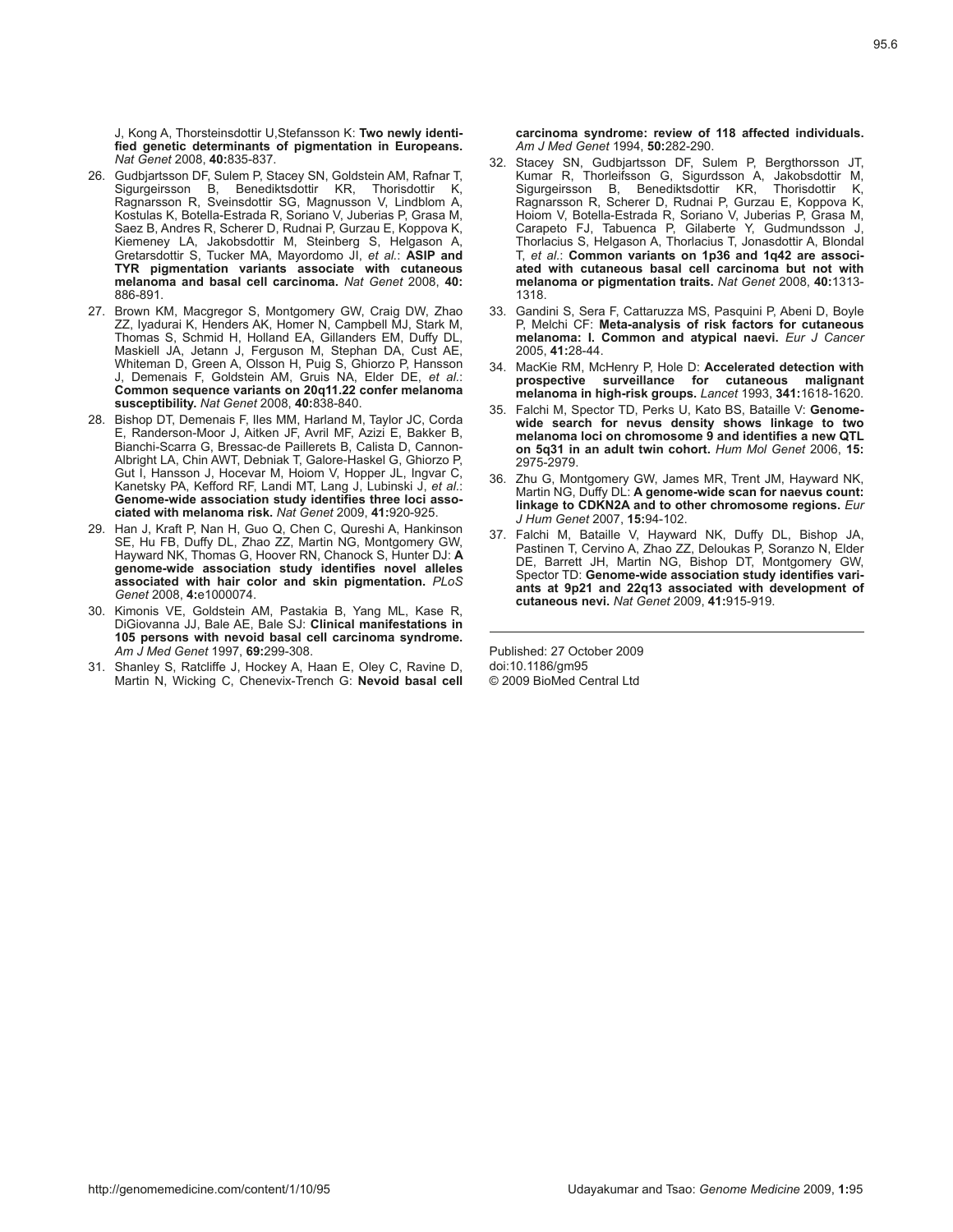J, Kong A, Thorsteinsdottir U,Stefansson K: **Two newly identified genetic determinants of pigmentation in Europeans.** *Nat Genet* 2008, **40:**835-837.

26. Gudbjartsson DF, Sulem P, Stacey SN, Goldstein AM, Rafnar T, Sigurgeirsson B, Benediktsdottir KR, Thorisdottir K, Ragnarsson R, Sveinsdottir SG, Magnusson V, Lindblom A, Kostulas K, Botella-Estrada R, Soriano V, Juberias P, Grasa M, Saez B, Andres R, Scherer D, Rudnai P, Gurzau E, Koppova K, Kiemeney LA, Jakobsdottir M, Steinberg S, Helgason A, Gretarsdottir S, Tucker MA, Mayordomo JI, *et al.*: **ASIP and TYR pigmentation variants associate with cutaneous melanoma and basal cell carcinoma.** *Nat Genet* 2008, **40:** 886-891.
27. Brown KM, Macgregor S, Montgomery GW, Craig DW, Zhao ZZ, Iyadurai K, Henders AK, Homer N, Campbell MJ, Stark M, Thomas S, Schmid H, Holland EA, Gillanders EM, Duffy DL, Maskiell JA, Jetann J, Ferguson M, Stephan DA, Cust AE, Whiteman D, Green A, Olsson H, Puig S, Ghiorzo P, Hansson J, Demenais F, Goldstein AM, Gruis NA, Elder DE, *et al.*: **Common sequence variants on 20q11.22 confer melanoma susceptibility.** *Nat Genet* 2008, **40:**838-840.
28. Bishop DT, Demenais F, Iles MM, Harland M, Taylor JC, Corda E, Randerson-Moor J, Aitken JF, Avril MF, Azizi E, Bakker B, Bianchi-Scarra G, Bressac-de Paillerets B, Calista D, Cannon-Albright LA, Chin AWT, Debniak T, Galore-Haskel G, Ghiorzo P, Gut I, Hansson J, Hocevar M, Hoiom V, Hopper JL, Ingvar C, Kanetsky PA, Kefford RF, Landi MT, Lang J, Lubinski J, *et al.*: **Genome-wide association study identifies three loci associated with melanoma risk.** *Nat Genet* 2009, **41:**920-925.
29. Han J, Kraft P, Nan H, Guo Q, Chen C, Qureshi A, Hankinson SE, Hu FB, Duffy DL, Zhao ZZ, Martin NG, Montgomery GW, Hayward NK, Thomas G, Hoover RN, Chanock S, Hunter DJ: **A genome-wide association study identifies novel alleles associated with hair color and skin pigmentation.** *PLoS Genet* 2008, **4:**e1000074.
30. Kimonis VE, Goldstein AM, Pastakia B, Yang ML, Kase R, DiGiovanna JJ, Bale AE, Bale SJ: **Clinical manifestations in 105 persons with nevoid basal cell carcinoma syndrome.** *Am J Med Genet* 1997, **69:**299-308.
31. Shanley S, Ratcliffe J, Hockey A, Haan E, Oley C, Ravine D, Martin N, Wicking C, Chenevix-Trench G: **Nevoid basal cell carcinoma syndrome: review of 118 affected individuals.** *Am J Med Genet* 1994, **50:**282-290.
32. Stacey SN, Gudbjartsson DF, Sulem P, Bergthorsson JT, Kumar R, Thorleifsson G, Sigurdsson A, Jakobsdottir M, Sigurgeirsson B, Benediktsdottir KR, Thorisdottir K, Ragnarsson R, Scherer D, Rudnai P, Gurzau E, Koppova K, Hoiom V, Botella-Estrada R, Soriano V, Juberias P, Grasa M, Carapeto FJ, Tabuenca P, Gilaberte Y, Gudmundsson J, Thorlacius S, Helgason A, Thorlacius T, Jonasdottir A, Blondal T, *et al.*: **Common variants on 1p36 and 1q42 are associated with cutaneous basal cell carcinoma but not with melanoma or pigmentation traits.** *Nat Genet* 2008, **40:**1313-1318.
33. Gandini S, Sera F, Cattaruzza MS, Pasquini P, Abeni D, Boyle P, Melchi CF: **Meta-analysis of risk factors for cutaneous melanoma: I. Common and atypical naevi.** *Eur J Cancer* 2005, **41:**28-44.
34. MacKie RM, McHenry P, Hole D: **Accelerated detection with prospective surveillance for cutaneous malignant melanoma in high-risk groups.** *Lancet* 1993, **341:**1618-1620.
35. Falchi M, Spector TD, Perks U, Kato BS, Bataille V: **Genome-wide search for nevus density shows linkage to two melanoma loci on chromosome 9 and identifies a new QTL on 5q31 in an adult twin cohort.** *Hum Mol Genet* 2006, **15:** 2975-2979.
36. Zhu G, Montgomery GW, James MR, Trent JM, Hayward NK, Martin NG, Duffy DL: **A genome-wide scan for naevus count: linkage to CDKN2A and to other chromosome regions.** *Eur J Hum Genet* 2007, **15:**94-102.
37. Falchi M, Bataille V, Hayward NK, Duffy DL, Bishop JA, Pastinen T, Cervino A, Zhao ZZ, Deloukas P, Soranzo N, Elder DE, Barrett JH, Martin NG, Bishop DT, Montgomery GW, Spector TD: **Genome-wide association study identifies variants at 9p21 and 22q13 associated with development of cutaneous nevi.** *Nat Genet* 2009, **41:**915-919.

---

Published: 27 October 2009
doi:10.1186/gm95
© 2009 BioMed Central Ltd